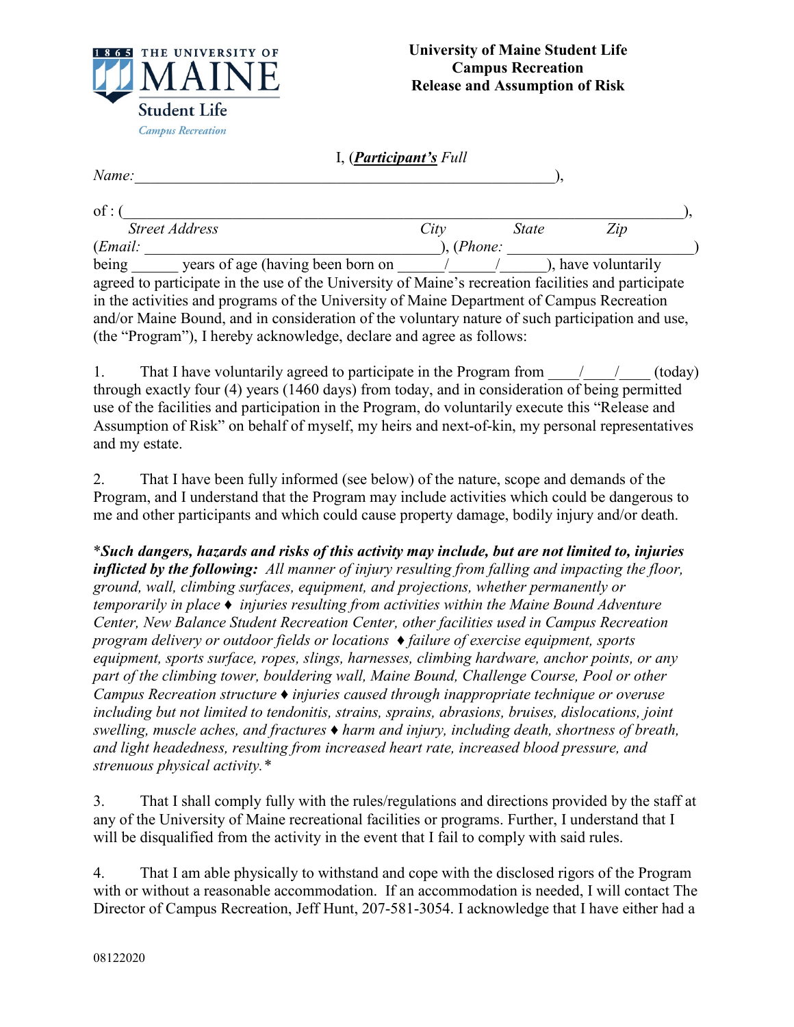THE UNIVERSITY OF MAINE
Student Life
*Campus Recreation*

**University of Maine Student Life**
**Campus Recreation**
**Release and Assumption of Risk**

I, (***Participant's*** *Full Name:*\_\_\_\_\_\_\_\_\_\_\_\_\_\_\_\_\_\_\_\_\_\_\_\_\_\_\_\_\_\_\_\_\_\_\_\_\_\_\_\_\_\_\_\_\_\_\_\_\_\_\_\_\_\_),

of : (\_\_\_\_\_\_\_\_\_\_\_\_\_\_\_\_\_\_\_\_\_\_\_\_\_\_\_\_\_\_\_\_\_\_\_\_\_\_\_\_\_\_\_\_\_\_\_\_\_\_\_\_\_\_\_\_\_\_\_\_\_\_\_\_\_\_\_\_\_),
*Street Address* *City* *State* *Zip*
(*Email:* \_\_\_\_\_\_\_\_\_\_\_\_\_\_\_\_\_\_\_\_\_\_\_\_\_\_\_\_\_\_\_\_\_\_\_\_\_), (*Phone:* \_\_\_\_\_\_\_\_\_\_\_\_\_\_\_\_\_\_\_\_\_\_\_\_)
being \_\_\_\_\_\_ years of age (having been born on \_\_\_\_\_\_/\_\_\_\_\_\_/\_\_\_\_\_\_), have voluntarily agreed to participate in the use of the University of Maine's recreation facilities and participate in the activities and programs of the University of Maine Department of Campus Recreation and/or Maine Bound, and in consideration of the voluntary nature of such participation and use, (the "Program"), I hereby acknowledge, declare and agree as follows:

1. That I have voluntarily agreed to participate in the Program from \_\_\_\_/\_\_\_\_/\_\_\_\_ (today) through exactly four (4) years (1460 days) from today, and in consideration of being permitted use of the facilities and participation in the Program, do voluntarily execute this "Release and Assumption of Risk" on behalf of myself, my heirs and next-of-kin, my personal representatives and my estate.

2. That I have been fully informed (see below) of the nature, scope and demands of the Program, and I understand that the Program may include activities which could be dangerous to me and other participants and which could cause property damage, bodily injury and/or death.

****Such dangers, hazards and risks of this activity may include, but are not limited to, injuries inflicted by the following:*** *All manner of injury resulting from falling and impacting the floor, ground, wall, climbing surfaces, equipment, and projections, whether permanently or temporarily in place ♦ injuries resulting from activities within the Maine Bound Adventure Center, New Balance Student Recreation Center, other facilities used in Campus Recreation program delivery or outdoor fields or locations ♦ failure of exercise equipment, sports equipment, sports surface, ropes, slings, harnesses, climbing hardware, anchor points, or any part of the climbing tower, bouldering wall, Maine Bound, Challenge Course, Pool or other Campus Recreation structure ♦ injuries caused through inappropriate technique or overuse including but not limited to tendonitis, strains, sprains, abrasions, bruises, dislocations, joint swelling, muscle aches, and fractures ♦ harm and injury, including death, shortness of breath, and light headedness, resulting from increased heart rate, increased blood pressure, and strenuous physical activity.**

3. That I shall comply fully with the rules/regulations and directions provided by the staff at any of the University of Maine recreational facilities or programs. Further, I understand that I will be disqualified from the activity in the event that I fail to comply with said rules.

4. That I am able physically to withstand and cope with the disclosed rigors of the Program with or without a reasonable accommodation. If an accommodation is needed, I will contact The Director of Campus Recreation, Jeff Hunt, 207-581-3054. I acknowledge that I have either had a

08122020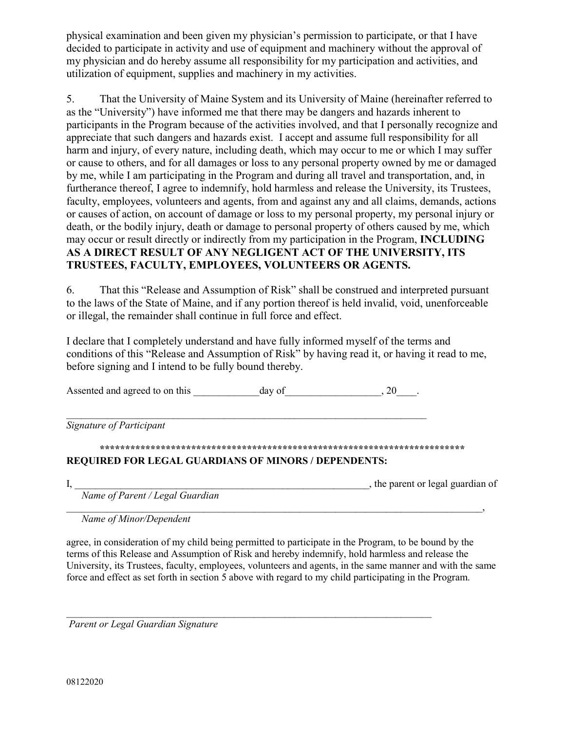physical examination and been given my physician's permission to participate, or that I have decided to participate in activity and use of equipment and machinery without the approval of my physician and do hereby assume all responsibility for my participation and activities, and utilization of equipment, supplies and machinery in my activities.

5. That the University of Maine System and its University of Maine (hereinafter referred to as the "University") have informed me that there may be dangers and hazards inherent to participants in the Program because of the activities involved, and that I personally recognize and appreciate that such dangers and hazards exist. I accept and assume full responsibility for all harm and injury, of every nature, including death, which may occur to me or which I may suffer or cause to others, and for all damages or loss to any personal property owned by me or damaged by me, while I am participating in the Program and during all travel and transportation, and, in furtherance thereof, I agree to indemnify, hold harmless and release the University, its Trustees, faculty, employees, volunteers and agents, from and against any and all claims, demands, actions or causes of action, on account of damage or loss to my personal property, my personal injury or death, or the bodily injury, death or damage to personal property of others caused by me, which may occur or result directly or indirectly from my participation in the Program, **INCLUDING AS A DIRECT RESULT OF ANY NEGLIGENT ACT OF THE UNIVERSITY, ITS TRUSTEES, FACULTY, EMPLOYEES, VOLUNTEERS OR AGENTS.**

6. That this "Release and Assumption of Risk" shall be construed and interpreted pursuant to the laws of the State of Maine, and if any portion thereof is held invalid, void, unenforceable or illegal, the remainder shall continue in full force and effect.

I declare that I completely understand and have fully informed myself of the terms and conditions of this "Release and Assumption of Risk" by having read it, or having it read to me, before signing and I intend to be fully bound thereby.

Assented and agreed to on this _____________day of__________________, 20____.

___________________________________________________________________________

*Signature of Participant*

**************************************************************************

**REQUIRED FOR LEGAL GUARDIANS OF MINORS / DEPENDENTS:**

I, ____________________________________________________________, the parent or legal guardian of

*Name of Parent / Legal Guardian*

______________________________________________________________________________________,

*Name of Minor/Dependent*

agree, in consideration of my child being permitted to participate in the Program, to be bound by the terms of this Release and Assumption of Risk and hereby indemnify, hold harmless and release the University, its Trustees, faculty, employees, volunteers and agents, in the same manner and with the same force and effect as set forth in section 5 above with regard to my child participating in the Program.

___________________________________________________________________________

*Parent or Legal Guardian Signature*

08122020